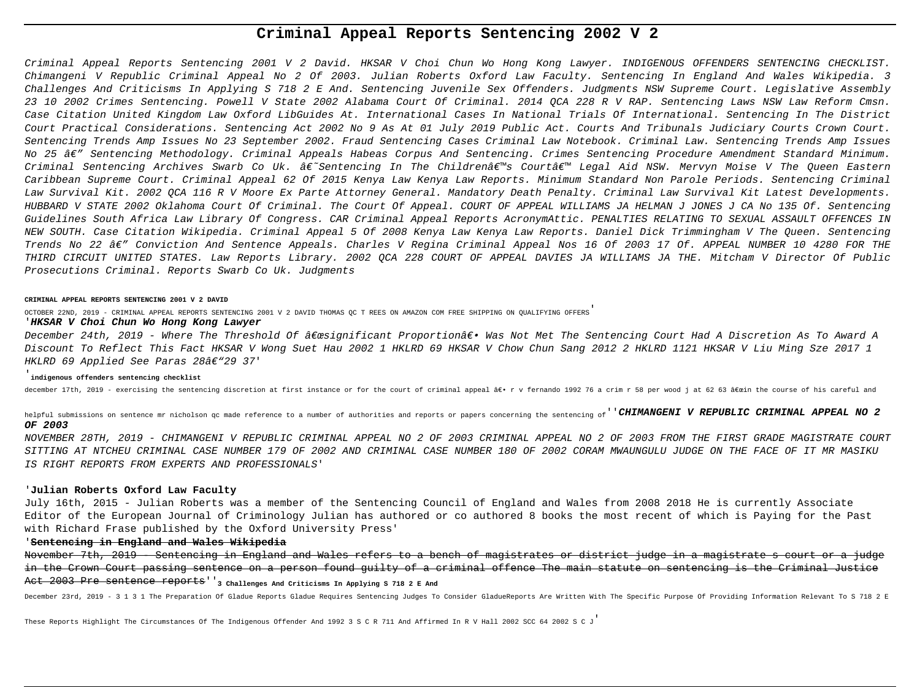# Criminal Appeal Reports Sentencing 2002 V 2

Criminal Appeal Reports Sentencing 2001 V 2 David. HKSAR V Choi Chun Wo Hong Kong Lawyer. INDIGENOUS OFFENDERS SENTENCING CHECKLIST. Chimangeni V Republic Criminal Appeal No 2 Of 2003. Julian Roberts Oxford Law Faculty. Sentencing In England And Wales Wikipedia. 3 Challenges And Criticisms In Applying S 718 2 E And. Sentencing Juvenile Sex Offenders. Judgments NSW Supreme Court. Legislative Assembly 23 10 2002 Crimes Sentencing. Powell V State 2002 Alabama Court Of Criminal. 2014 QCA 228 R V RAP. Sentencing Laws NSW Law Reform Cmsn. Case Citation United Kingdom Law Oxford LibGuides At. International Cases In National Trials Of International. Sentencing In The District Court Practical Considerations. Sentencing Act 2002 No 9 As At 01 July 2019 Public Act. Courts And Tribunals Judiciary Courts Crown Court. Sentencing Trends Amp Issues No 23 September 2002. Fraud Sentencing Cases Criminal Law Notebook. Criminal Law. Sentencing Trends Amp Issues No 25 â€" Sentencing Methodology. Criminal Appeals Habeas Corpus And Sentencing. Crimes Sentencing Procedure Amendment Standard Minimum. Criminal Sentencing Archives Swarb Co Uk. â€˜Sentencing In The Childrenâ€™s Courtâ€™ Legal Aid NSW. Mervyn Moise V The Queen Eastern Caribbean Supreme Court. Criminal Appeal 62 Of 2015 Kenya Law Kenya Law Reports. Minimum Standard Non Parole Periods. Sentencing Criminal Law Survival Kit. 2002 QCA 116 R V Moore Ex Parte Attorney General. Mandatory Death Penalty. Criminal Law Survival Kit Latest Developments. HUBBARD V STATE 2002 Oklahoma Court Of Criminal. The Court Of Appeal. COURT OF APPEAL WILLIAMS JA HELMAN J JONES J CA No 135 Of. Sentencing Guidelines South Africa Law Library Of Congress. CAR Criminal Appeal Reports AcronymAttic. PENALTIES RELATING TO SEXUAL ASSAULT OFFENCES IN NEW SOUTH. Case Citation Wikipedia. Criminal Appeal 5 Of 2008 Kenya Law Kenya Law Reports. Daniel Dick Trimmingham V The Queen. Sentencing Trends No 22 â€" Conviction And Sentence Appeals. Charles V Regina Criminal Appeal Nos 16 Of 2003 17 Of. APPEAL NUMBER 10 4280 FOR THE THIRD CIRCUIT UNITED STATES. Law Reports Library. 2002 QCA 228 COURT OF APPEAL DAVIES JA WILLIAMS JA THE. Mitcham V Director Of Public Prosecutions Criminal. Reports Swarb Co Uk. Judgments

**CRIMINAL APPEAL REPORTS SENTENCING 2001 V 2 DAVID**

OCTOBER 22ND, 2019 - CRIMINAL APPEAL REPORTS SENTENCING 2001 V 2 DAVID THOMAS QC T REES ON AMAZON COM FREE SHIPPING ON QUALIFYING OFFERS'

'**HKSAR V Choi Chun Wo Hong Kong Lawyer**

*December 24th, 2019 - Where The Threshold Of â€œsignificant Proportionâ€• Was Not Met The Sentencing Court Had A Discretion As To Award A Discount To Reflect This Fact HKSAR V Wong Suet Hau 2002 1 HKLRD 69 HKSAR V Chow Chun Sang 2012 2 HKLRD 1121 HKSAR V Liu Ming Sze 2017 1 HKLRD 69 Applied See Paras 28â€"29 37'*

'**indigenous offenders sentencing checklist**

december 17th, 2019 - exercising the sentencing discretion at first instance or for the court of criminal appeal â€• r v fernando 1992 76 a crim r 58 per wood j at 62 63 â€œin the course of his careful and helpful submissions on sentence mr nicholson qc made reference to a number of authorities and reports or papers concerning the sentencing of''**CHIMANGENI V REPUBLIC CRIMINAL APPEAL NO 2 OF 2003**

NOVEMBER 28TH, 2019 - CHIMANGENI V REPUBLIC CRIMINAL APPEAL NO 2 OF 2003 CRIMINAL APPEAL NO 2 OF 2003 FROM THE FIRST GRADE MAGISTRATE COURT SITTING AT NTCHEU CRIMINAL CASE NUMBER 179 OF 2002 AND CRIMINAL CASE NUMBER 180 OF 2002 CORAM MWAUNGULU JUDGE ON THE FACE OF IT MR MASIKU IS RIGHT REPORTS FROM EXPERTS AND PROFESSIONALS'

'**Julian Roberts Oxford Law Faculty**

July 16th, 2015 - Julian Roberts was a member of the Sentencing Council of England and Wales from 2008 2018 He is currently Associate Editor of the European Journal of Criminology Julian has authored or co authored 8 books the most recent of which is Paying for the Past with Richard Frase published by the Oxford University Press'

'**Sentencing in England and Wales Wikipedia**

November 7th, 2019 - Sentencing in England and Wales refers to a bench of magistrates or district judge in a magistrate s court or a judge in the Crown Court passing sentence on a person found guilty of a criminal offence The main statute on sentencing is the Criminal Justice Act 2003 Pre sentence reports''**3 Challenges And Criticisms In Applying S 718 2 E And**

December 23rd, 2019 - 3 1 3 1 The Preparation Of Gladue Reports Gladue Requires Sentencing Judges To Consider GladueReports Are Written With The Specific Purpose Of Providing Information Relevant To S 718 2 E These Reports Highlight The Circumstances Of The Indigenous Offender And 1992 3 S C R 711 And Affirmed In R V Hall 2002 SCC 64 2002 S C J'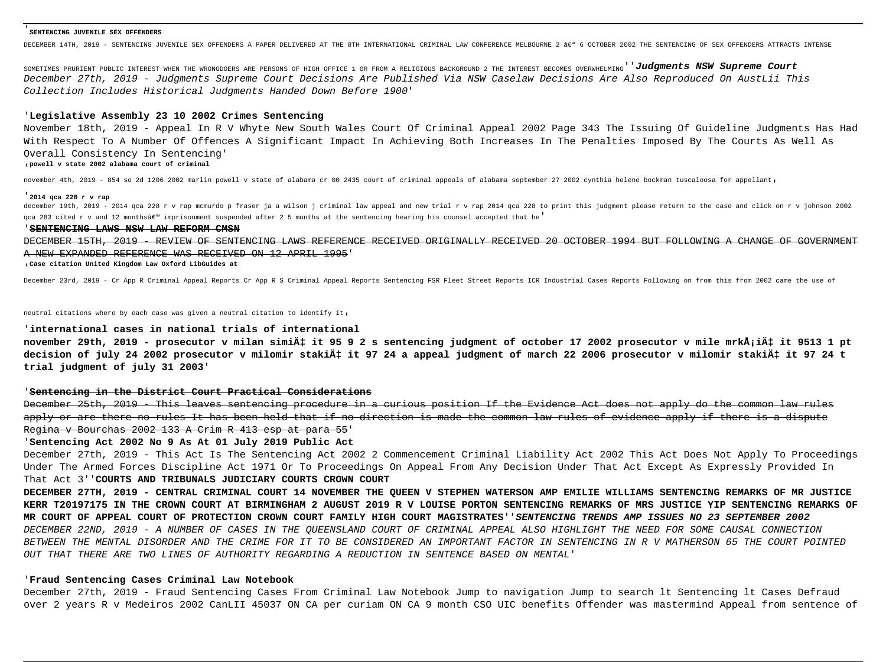'**SENTENCING JUVENILE SEX OFFENDERS**

DECEMBER 14TH, 2019 - SENTENCING JUVENILE SEX OFFENDERS A PAPER DELIVERED AT THE 8TH INTERNATIONAL CRIMINAL LAW CONFERENCE MELBOURNE 2 â€" 6 OCTOBER 2002 THE SENTENCING OF SEX OFFENDERS ATTRACTS INTENSE SOMETIMES PRURIENT PUBLIC INTEREST WHEN THE WRONGDOERS ARE PERSONS OF HIGH OFFICE 1 OR FROM A RELIGIOUS BACKGROUND 2 THE INTEREST BECOMES OVERWHELMING''***Judgments NSW Supreme Court***

*December 27th, 2019 - Judgments Supreme Court Decisions Are Published Via NSW Caselaw Decisions Are Also Reproduced On AustLii This Collection Includes Historical Judgments Handed Down Before 1900'*

'**Legislative Assembly 23 10 2002 Crimes Sentencing**

November 18th, 2019 - Appeal In R V Whyte New South Wales Court Of Criminal Appeal 2002 Page 343 The Issuing Of Guideline Judgments Has Had With Respect To A Number Of Offences A Significant Impact In Achieving Both Increases In The Penalties Imposed By The Courts As Well As Overall Consistency In Sentencing'

'**powell v state 2002 alabama court of criminal**

november 4th, 2019 - 854 so 2d 1206 2002 marlin powell v state of alabama cr 00 2435 court of criminal appeals of alabama september 27 2002 cynthia helene bockman tuscaloosa for appellant'

'**2014 qca 228 r v rap**

december 19th, 2019 - 2014 qca 228 r v rap mcmurdo p fraser ja a wilson j criminal law appeal and new trial r v rap 2014 qca 228 to print this judgment please return to the case and click on r v johnson 2002 qca 283 cited r v and 12 monthsâ€™ imprisonment suspended after 2 5 months at the sentencing hearing his counsel accepted that he'

'~~**SENTENCING LAWS NSW LAW REFORM CMSN**~~

~~DECEMBER 15TH, 2019 - REVIEW OF SENTENCING LAWS REFERENCE RECEIVED ORIGINALLY RECEIVED 20 OCTOBER 1994 BUT FOLLOWING A CHANGE OF GOVERNMENT A NEW EXPANDED REFERENCE WAS RECEIVED ON 12 APRIL 1995~~'

'**Case citation United Kingdom Law Oxford LibGuides at**

December 23rd, 2019 - Cr App R Criminal Appeal Reports Cr App R S Criminal Appeal Reports Sentencing FSR Fleet Street Reports ICR Industrial Cases Reports Following on from this from 2002 came the use of neutral citations where by each case was given a neutral citation to identify it'

'**international cases in national trials of international**

**november 29th, 2019 - prosecutor v milan simiÄ‡ it 95 9 2 s sentencing judgment of october 17 2002 prosecutor v mile mrkÅ¡iÄ‡ it 9513 1 pt decision of july 24 2002 prosecutor v milomir stakiÄ‡ it 97 24 a appeal judgment of march 22 2006 prosecutor v milomir stakiÄ‡ it 97 24 t trial judgment of july 31 2003'**

'~~**Sentencing in the District Court Practical Considerations**~~

~~December 25th, 2019 - This leaves sentencing procedure in a curious position If the Evidence Act does not apply do the common law rules apply or are there no rules It has been held that if no direction is made the common law rules of evidence apply if there is a dispute Regina v Bourchas 2002 133 A Crim R 413 esp at para 55~~'

'**Sentencing Act 2002 No 9 As At 01 July 2019 Public Act**

December 27th, 2019 - This Act Is The Sentencing Act 2002 2 Commencement Criminal Liability Act 2002 This Act Does Not Apply To Proceedings Under The Armed Forces Discipline Act 1971 Or To Proceedings On Appeal From Any Decision Under That Act Except As Expressly Provided In That Act 3''**COURTS AND TRIBUNALS JUDICIARY COURTS CROWN COURT**

**DECEMBER 27TH, 2019 - CENTRAL CRIMINAL COURT 14 NOVEMBER THE QUEEN V STEPHEN WATERSON AMP EMILIE WILLIAMS SENTENCING REMARKS OF MR JUSTICE KERR T20197175 IN THE CROWN COURT AT BIRMINGHAM 2 AUGUST 2019 R V LOUISE PORTON SENTENCING REMARKS OF MRS JUSTICE YIP SENTENCING REMARKS OF MR COURT OF APPEAL COURT OF PROTECTION CROWN COURT FAMILY HIGH COURT MAGISTRATES**''***SENTENCING TRENDS AMP ISSUES NO 23 SEPTEMBER 2002***

*DECEMBER 22ND, 2019 - A NUMBER OF CASES IN THE QUEENSLAND COURT OF CRIMINAL APPEAL ALSO HIGHLIGHT THE NEED FOR SOME CAUSAL CONNECTION BETWEEN THE MENTAL DISORDER AND THE CRIME FOR IT TO BE CONSIDERED AN IMPORTANT FACTOR IN SENTENCING IN R V MATHERSON 65 THE COURT POINTED OUT THAT THERE ARE TWO LINES OF AUTHORITY REGARDING A REDUCTION IN SENTENCE BASED ON MENTAL'*

'**Fraud Sentencing Cases Criminal Law Notebook**

December 27th, 2019 - Fraud Sentencing Cases From Criminal Law Notebook Jump to navigation Jump to search lt Sentencing lt Cases Defraud over 2 years R v Medeiros 2002 CanLII 45037 ON CA per curiam ON CA 9 month CSO UIC benefits Offender was mastermind Appeal from sentence of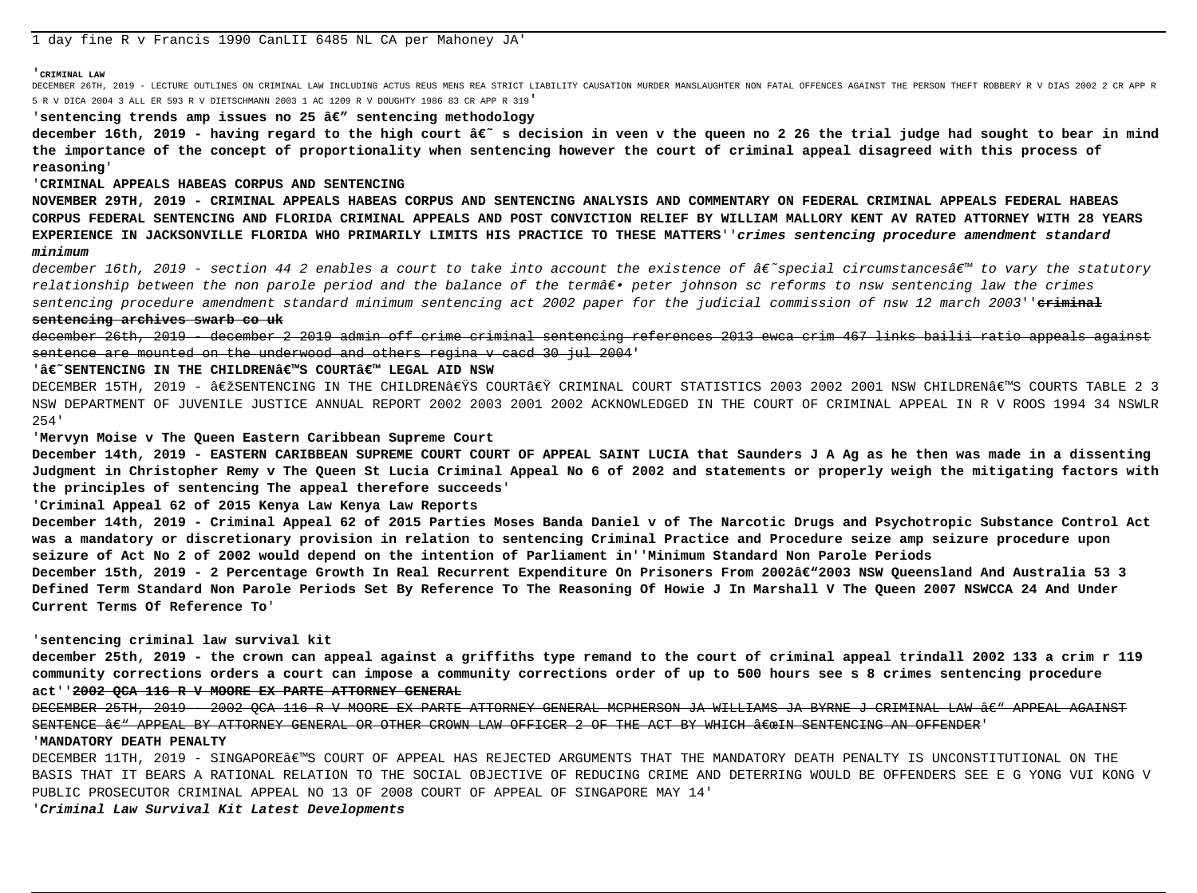1 day fine R v Francis 1990 CanLII 6485 NL CA per Mahoney JA'

'**CRIMINAL LAW**
DECEMBER 26TH, 2019 - LECTURE OUTLINES ON CRIMINAL LAW INCLUDING ACTUS REUS MENS REA STRICT LIABILITY CAUSATION MURDER MANSLAUGHTER NON FATAL OFFENCES AGAINST THE PERSON THEFT ROBBERY R V DIAS 2002 2 CR APP R 5 R V DICA 2004 3 ALL ER 593 R V DIETSCHMANN 2003 1 AC 1209 R V DOUGHTY 1986 83 CR APP R 319'

'**sentencing trends amp issues no 25 â€" sentencing methodology**

**december 16th, 2019 - having regard to the high court â€˜ s decision in veen v the queen no 2 26 the trial judge had sought to bear in mind the importance of the concept of proportionality when sentencing however the court of criminal appeal disagreed with this process of reasoning**'

'**CRIMINAL APPEALS HABEAS CORPUS AND SENTENCING**

**NOVEMBER 29TH, 2019 - CRIMINAL APPEALS HABEAS CORPUS AND SENTENCING ANALYSIS AND COMMENTARY ON FEDERAL CRIMINAL APPEALS FEDERAL HABEAS CORPUS FEDERAL SENTENCING AND FLORIDA CRIMINAL APPEALS AND POST CONVICTION RELIEF BY WILLIAM MALLORY KENT AV RATED ATTORNEY WITH 28 YEARS EXPERIENCE IN JACKSONVILLE FLORIDA WHO PRIMARILY LIMITS HIS PRACTICE TO THESE MATTERS**''***crimes sentencing procedure amendment standard minimum***

*december 16th, 2019 - section 44 2 enables a court to take into account the existence of â€˜special circumstancesâ€™ to vary the statutory relationship between the non parole period and the balance of the termâ€• peter johnson sc reforms to nsw sentencing law the crimes sentencing procedure amendment standard minimum sentencing act 2002 paper for the judicial commission of nsw 12 march 2003*''~~**criminal sentencing archives swarb co uk**~~

~~december 26th, 2019 - december 2 2019 admin off crime criminal sentencing references 2013 ewca crim 467 links bailii ratio appeals against sentence are mounted on the underwood and others regina v cacd 30 jul 2004~~'

'**â€˜SENTENCING IN THE CHILDRENâ€™S COURTâ€™ LEGAL AID NSW**

DECEMBER 15TH, 2019 - â€žSENTENCING IN THE CHILDRENâ€ŸS COURTâ€Ÿ CRIMINAL COURT STATISTICS 2003 2002 2001 NSW CHILDRENâ€™S COURTS TABLE 2 3 NSW DEPARTMENT OF JUVENILE JUSTICE ANNUAL REPORT 2002 2003 2001 2002 ACKNOWLEDGED IN THE COURT OF CRIMINAL APPEAL IN R V ROOS 1994 34 NSWLR 254'

'**Mervyn Moise v The Queen Eastern Caribbean Supreme Court**

**December 14th, 2019 - EASTERN CARIBBEAN SUPREME COURT COURT OF APPEAL SAINT LUCIA that Saunders J A Ag as he then was made in a dissenting Judgment in Christopher Remy v The Queen St Lucia Criminal Appeal No 6 of 2002 and statements or properly weigh the mitigating factors with the principles of sentencing The appeal therefore succeeds**'

'**Criminal Appeal 62 of 2015 Kenya Law Kenya Law Reports**

**December 14th, 2019 - Criminal Appeal 62 of 2015 Parties Moses Banda Daniel v of The Narcotic Drugs and Psychotropic Substance Control Act was a mandatory or discretionary provision in relation to sentencing Criminal Practice and Procedure seize amp seizure procedure upon seizure of Act No 2 of 2002 would depend on the intention of Parliament in**''**Minimum Standard Non Parole Periods**

**December 15th, 2019 - 2 Percentage Growth In Real Recurrent Expenditure On Prisoners From 2002â€"2003 NSW Queensland And Australia 53 3 Defined Term Standard Non Parole Periods Set By Reference To The Reasoning Of Howie J In Marshall V The Queen 2007 NSWCCA 24 And Under Current Terms Of Reference To**'

'**sentencing criminal law survival kit**

**december 25th, 2019 - the crown can appeal against a griffiths type remand to the court of criminal appeal trindall 2002 133 a crim r 119 community corrections orders a court can impose a community corrections order of up to 500 hours see s 8 crimes sentencing procedure act**''~~**2002 QCA 116 R V MOORE EX PARTE ATTORNEY GENERAL**~~

~~DECEMBER 25TH, 2019 - 2002 QCA 116 R V MOORE EX PARTE ATTORNEY GENERAL MCPHERSON JA WILLIAMS JA BYRNE J CRIMINAL LAW â€" APPEAL AGAINST SENTENCE â€" APPEAL BY ATTORNEY GENERAL OR OTHER CROWN LAW OFFICER 2 OF THE ACT BY WHICH â€œIN SENTENCING AN OFFENDER~~'

'**MANDATORY DEATH PENALTY**

DECEMBER 11TH, 2019 - SINGAPOREâ€™S COURT OF APPEAL HAS REJECTED ARGUMENTS THAT THE MANDATORY DEATH PENALTY IS UNCONSTITUTIONAL ON THE BASIS THAT IT BEARS A RATIONAL RELATION TO THE SOCIAL OBJECTIVE OF REDUCING CRIME AND DETERRING WOULD BE OFFENDERS SEE E G YONG VUI KONG V PUBLIC PROSECUTOR CRIMINAL APPEAL NO 13 OF 2008 COURT OF APPEAL OF SINGAPORE MAY 14'

'***Criminal Law Survival Kit Latest Developments***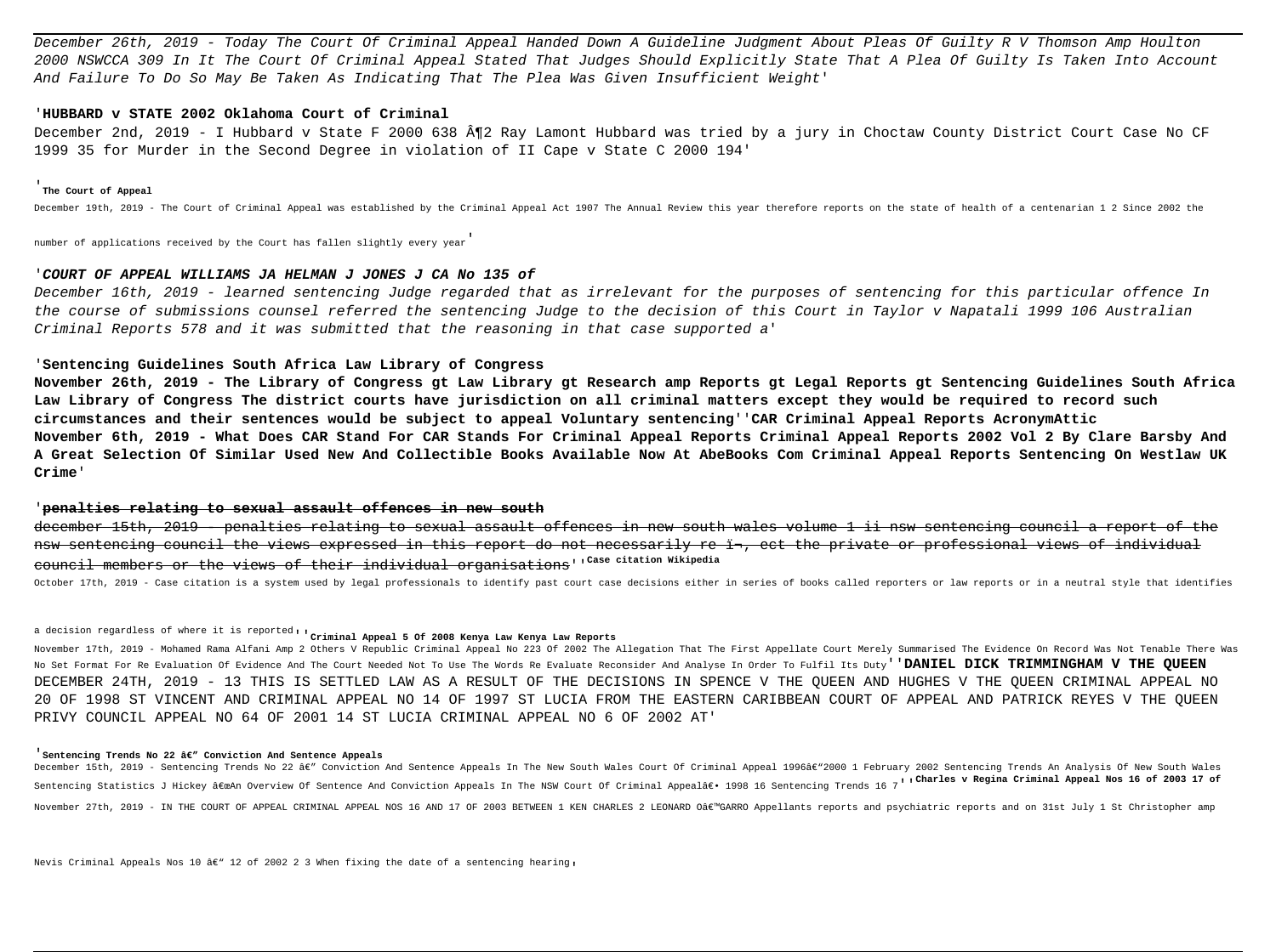December 26th, 2019 - Today The Court Of Criminal Appeal Handed Down A Guideline Judgment About Pleas Of Guilty R V Thomson Amp Houlton 2000 NSWCCA 309 In It The Court Of Criminal Appeal Stated That Judges Should Explicitly State That A Plea Of Guilty Is Taken Into Account And Failure To Do So May Be Taken As Indicating That The Plea Was Given Insufficient Weight'

### 'HUBBARD v STATE 2002 Oklahoma Court of Criminal

December 2nd, 2019 - I Hubbard v State F 2000 638 Â¶2 Ray Lamont Hubbard was tried by a jury in Choctaw County District Court Case No CF 1999 35 for Murder in the Second Degree in violation of II Cape v State C 2000 194'

### 'The Court of Appeal

December 19th, 2019 - The Court of Criminal Appeal was established by the Criminal Appeal Act 1907 The Annual Review this year therefore reports on the state of health of a centenarian 1 2 Since 2002 the number of applications received by the Court has fallen slightly every year'

### 'COURT OF APPEAL WILLIAMS JA HELMAN J JONES J CA No 135 of

December 16th, 2019 - learned sentencing Judge regarded that as irrelevant for the purposes of sentencing for this particular offence In the course of submissions counsel referred the sentencing Judge to the decision of this Court in Taylor v Napatali 1999 106 Australian Criminal Reports 578 and it was submitted that the reasoning in that case supported a'

### 'Sentencing Guidelines South Africa Law Library of Congress

**November 26th, 2019 - The Library of Congress gt Law Library gt Research amp Reports gt Legal Reports gt Sentencing Guidelines South Africa Law Library of Congress The district courts have jurisdiction on all criminal matters except they would be required to record such circumstances and their sentences would be subject to appeal Voluntary sentencing''CAR Criminal Appeal Reports AcronymAttic November 6th, 2019 - What Does CAR Stand For CAR Stands For Criminal Appeal Reports Criminal Appeal Reports 2002 Vol 2 By Clare Barsby And A Great Selection Of Similar Used New And Collectible Books Available Now At AbeBooks Com Criminal Appeal Reports Sentencing On Westlaw UK Crime'**

### 'penalties relating to sexual assault offences in new south

~~december 15th, 2019 - penalties relating to sexual assault offences in new south wales volume 1 ii nsw sentencing council a report of the nsw sentencing council the views expressed in this report do not necessarily re ï¬, ect the private or professional views of individual council members or the views of their individual organisations~~''**Case citation Wikipedia**

October 17th, 2019 - Case citation is a system used by legal professionals to identify past court case decisions either in series of books called reporters or law reports or in a neutral style that identifies a decision regardless of where it is reported''**Criminal Appeal 5 Of 2008 Kenya Law Kenya Law Reports**

November 17th, 2019 - Mohamed Rama Alfani Amp 2 Others V Republic Criminal Appeal No 223 Of 2002 The Allegation That The First Appellate Court Merely Summarised The Evidence On Record Was Not Tenable There Was No Set Format For Re Evaluation Of Evidence And The Court Needed Not To Use The Words Re Evaluate Reconsider And Analyse In Order To Fulfil Its Duty''**DANIEL DICK TRIMMINGHAM V THE QUEEN**

DECEMBER 24TH, 2019 - 13 THIS IS SETTLED LAW AS A RESULT OF THE DECISIONS IN SPENCE V THE QUEEN AND HUGHES V THE QUEEN CRIMINAL APPEAL NO 20 OF 1998 ST VINCENT AND CRIMINAL APPEAL NO 14 OF 1997 ST LUCIA FROM THE EASTERN CARIBBEAN COURT OF APPEAL AND PATRICK REYES V THE QUEEN PRIVY COUNCIL APPEAL NO 64 OF 2001 14 ST LUCIA CRIMINAL APPEAL NO 6 OF 2002 AT'

### 'Sentencing Trends No 22 â€" Conviction And Sentence Appeals

December 15th, 2019 - Sentencing Trends No 22 â€" Conviction And Sentence Appeals In The New South Wales Court Of Criminal Appeal 1996â€"2000 1 February 2002 Sentencing Trends An Analysis Of New South Wales Sentencing Statistics J Hickey â€œAn Overview Of Sentence And Conviction Appeals In The NSW Court Of Criminal Appealâ€• 1998 16 Sentencing Trends 16 7''**Charles v Regina Criminal Appeal Nos 16 of 2003 17 of**

November 27th, 2019 - IN THE COURT OF APPEAL CRIMINAL APPEAL NOS 16 AND 17 OF 2003 BETWEEN 1 KEN CHARLES 2 LEONARD Oâ€™GARRO Appellants reports and psychiatric reports and on 31st July 1 St Christopher amp Nevis Criminal Appeals Nos 10 â€" 12 of 2002 2 3 When fixing the date of a sentencing hearing,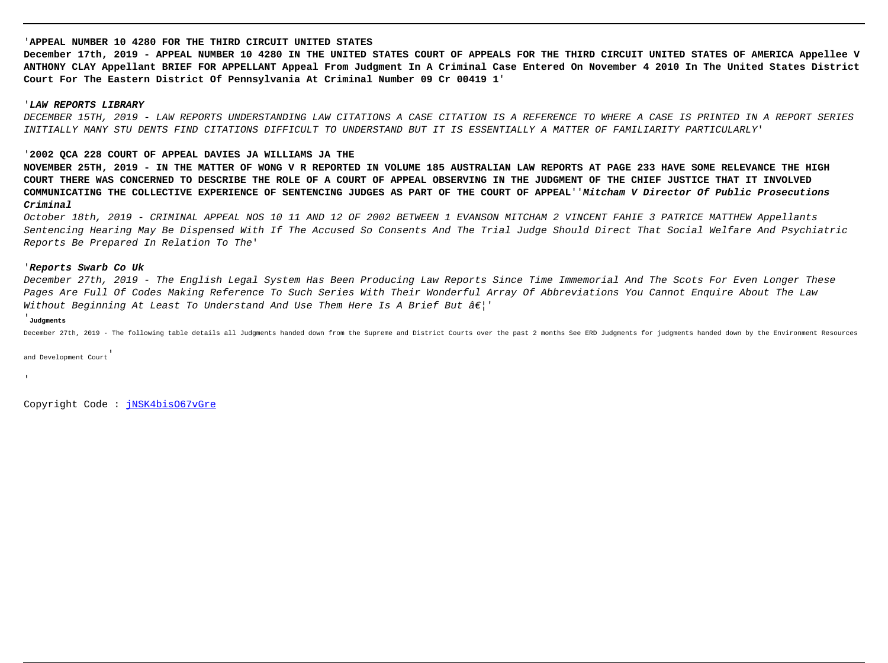'**APPEAL NUMBER 10 4280 FOR THE THIRD CIRCUIT UNITED STATES**

**December 17th, 2019 - APPEAL NUMBER 10 4280 IN THE UNITED STATES COURT OF APPEALS FOR THE THIRD CIRCUIT UNITED STATES OF AMERICA Appellee V ANTHONY CLAY Appellant BRIEF FOR APPELLANT Appeal From Judgment In A Criminal Case Entered On November 4 2010 In The United States District Court For The Eastern District Of Pennsylvania At Criminal Number 09 Cr 00419 1**'

'***LAW REPORTS LIBRARY***

*DECEMBER 15TH, 2019 - LAW REPORTS UNDERSTANDING LAW CITATIONS A CASE CITATION IS A REFERENCE TO WHERE A CASE IS PRINTED IN A REPORT SERIES INITIALLY MANY STU DENTS FIND CITATIONS DIFFICULT TO UNDERSTAND BUT IT IS ESSENTIALLY A MATTER OF FAMILIARITY PARTICULARLY*'

'**2002 QCA 228 COURT OF APPEAL DAVIES JA WILLIAMS JA THE**

**NOVEMBER 25TH, 2019 - IN THE MATTER OF WONG V R REPORTED IN VOLUME 185 AUSTRALIAN LAW REPORTS AT PAGE 233 HAVE SOME RELEVANCE THE HIGH COURT THERE WAS CONCERNED TO DESCRIBE THE ROLE OF A COURT OF APPEAL OBSERVING IN THE JUDGMENT OF THE CHIEF JUSTICE THAT IT INVOLVED COMMUNICATING THE COLLECTIVE EXPERIENCE OF SENTENCING JUDGES AS PART OF THE COURT OF APPEAL**''***Mitcham V Director Of Public Prosecutions Criminal***

*October 18th, 2019 - CRIMINAL APPEAL NOS 10 11 AND 12 OF 2002 BETWEEN 1 EVANSON MITCHAM 2 VINCENT FAHIE 3 PATRICE MATTHEW Appellants Sentencing Hearing May Be Dispensed With If The Accused So Consents And The Trial Judge Should Direct That Social Welfare And Psychiatric Reports Be Prepared In Relation To The*'

'***Reports Swarb Co Uk***

*December 27th, 2019 - The English Legal System Has Been Producing Law Reports Since Time Immemorial And The Scots For Even Longer These Pages Are Full Of Codes Making Reference To Such Series With Their Wonderful Array Of Abbreviations You Cannot Enquire About The Law Without Beginning At Least To Understand And Use Them Here Is A Brief But â€¦*'

'**Judgments**

December 27th, 2019 - The following table details all Judgments handed down from the Supreme and District Courts over the past 2 months See ERD Judgments for judgments handed down by the Environment Resources and Development Court'

'

Copyright Code : jNSK4bisO67vGre